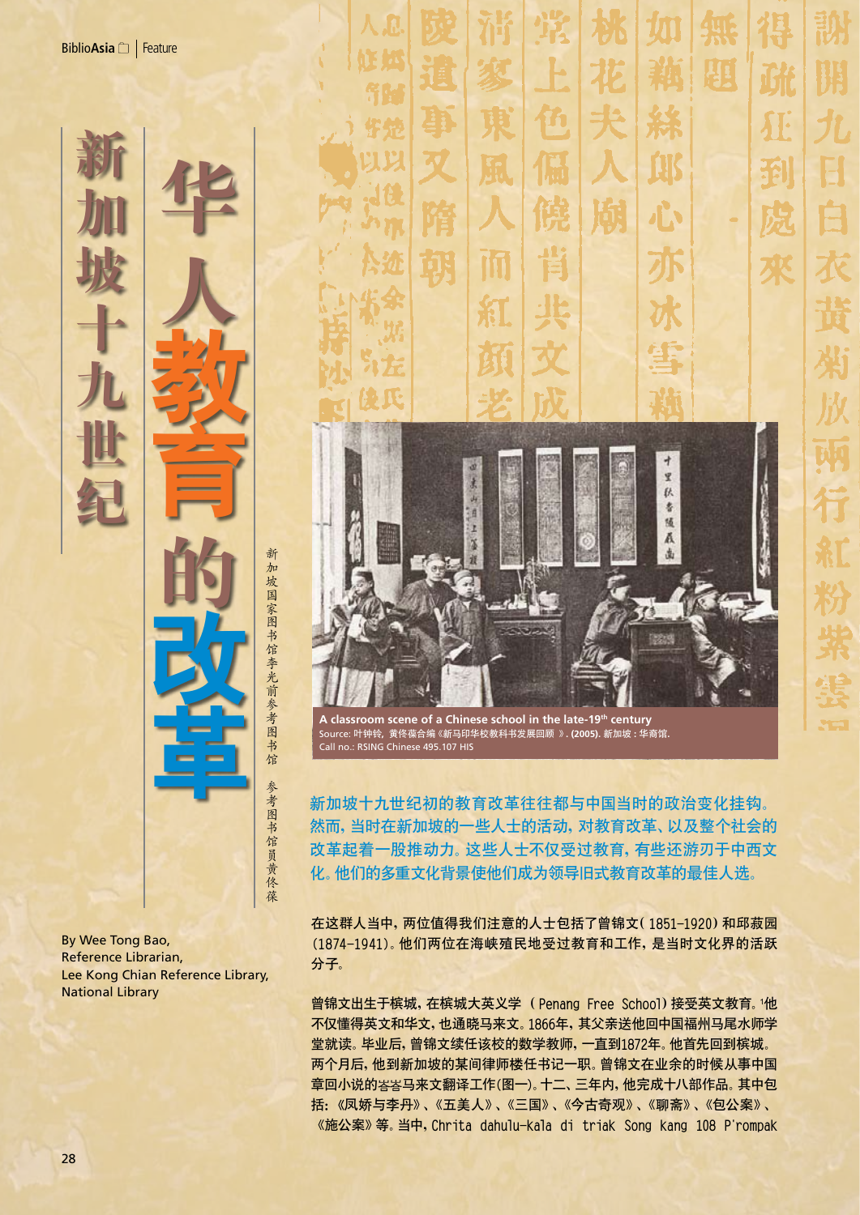# 新加坡十九世纪华人教育的改革

新加坡国家图书馆李光前参考图书馆 参考图书馆员黄佟葆

By Wee Tong Bao,
Reference Librarian,
Lee Kong Chian Reference Library,
National Library

**A classroom scene of a Chinese school in the late-19th century**
Source: 叶钟铃，黄佟葆合编《新马印华校教科书发展回顾 》. (2005). 新加坡：华裔馆.
Call no.: RSING Chinese 495.107 HIS

**新加坡十九世纪初的教育改革往往都与中国当时的政治变化挂钩。然而，当时在新加坡的一些人士的活动，对教育改革、以及整个社会的改革起着一股推动力。这些人士不仅受过教育，有些还游刃于中西文化。他们的多重文化背景使他们成为领导旧式教育改革的最佳人选。**

在这群人当中，两位值得我们注意的人士包括了曾锦文（1851-1920）和邱菽园（1874-1941）。他们两位在海峡殖民地受过教育和工作，是当时文化界的活跃分子。

曾锦文出生于槟城，在槟城大英义学 （Penang Free School）接受英文教育。[1]他不仅懂得英文和华文，也通晓马来文。1866年，其父亲送他回中国福州马尾水师学堂就读。毕业后，曾锦文续任该校的数学教师，一直到1872年。他首先回到槟城。两个月后，他到新加坡的某间律师楼任书记一职。曾锦文在业余的时候从事中国章回小说的峇峇马来文翻译工作（图一）。十二、三年内，他完成十八部作品。其中包括：《凤娇与李丹》、《五美人》、《三国》、《今古奇观》、《聊斋》、《包公案》、《施公案》等。当中，Chrita dahulu-Kala di triak Song kang 108 P'rompak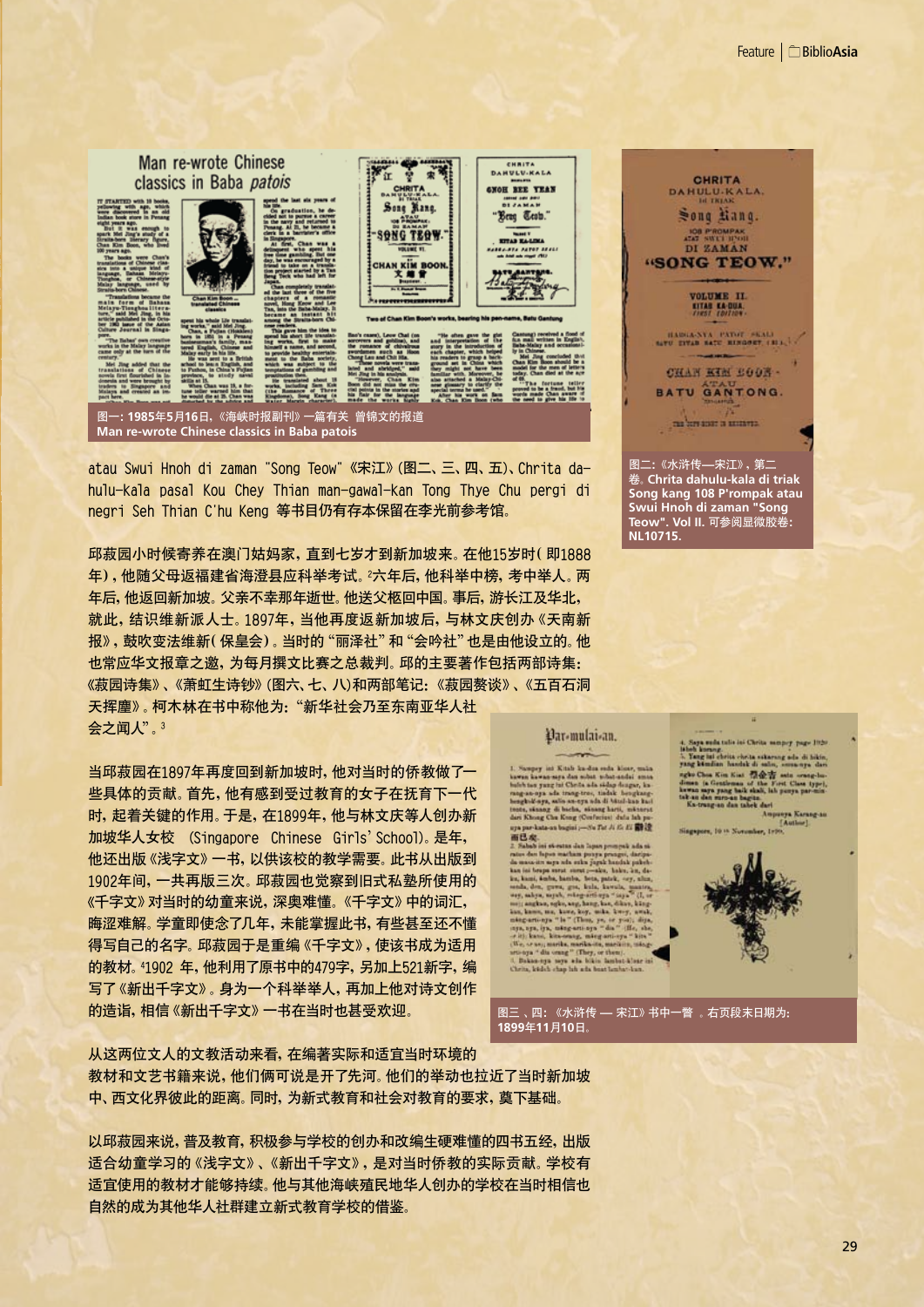图一：1985年5月16日，《海峡时报副刊》一篇有关 曾锦文的报道
Man re-wrote Chinese classics in Baba patois

atau Swui Hnoh di zaman "Song Teow"《宋江》(图二、三、四、五)、Chrita dahulu-kala pasal Kou Chey Thian man-gawal-kan Tong Thye Chu pergi di negri Seh Thian C'hu Keng 等书目仍有存本保留在李光前参考馆。

图二：《水浒传—宋江》，第二卷。Chrita dahulu-kala di triak Song kang 108 P'rompak atau Swui Hnoh di zaman "Song Teow". Vol II. 可参阅显微胶卷：NL10715.

邱菽园小时候寄养在澳门姑妈家，直到七岁才到新加坡来。在他15岁时（即1888年），他随父母返福建省海澄县应科举考试。[2]六年后，他科举中榜，考中举人。两年后，他返回新加坡。父亲不幸那年逝世。他送父柩回中国。事后，游长江及华北，就此，结识维新派人士。1897年，当他再度返新加坡后，与林文庆创办《天南新报》，鼓吹变法维新（保皇会）。当时的"丽泽社"和"会吟社"也是由他设立的。他也常应华文报章之邀，为每月撰文比赛之总裁判。邱的主要著作包括两部诗集：《菽园诗集》、《萧虹生诗钞》(图六、七、八)和两部笔记：《菽园赘谈》、《五百石洞天挥麈》。柯木林在书中称他为："新华社会乃至东南亚华人社会之闻人"。[3]

当邱菽园在1897年再度回到新加坡时，他对当时的侨教做了一些具体的贡献。首先，他有感到受过教育的女子在抚育下一代时，起着关键的作用。于是，在1899年，他与林文庆等人创办新加坡华人女校 (Singapore Chinese Girls' School)。是年，他还出版《浅字文》一书，以供该校的教学需要。此书从出版到1902年间，一共再版三次。邱菽园也觉察到旧式私塾所使用的《千字文》对当时的幼童来说，深奥难懂。《千字文》中的词汇，晦涩难解。学童即使念了几年，未能掌握此书，有些甚至还不懂得写自己的名字。邱菽园于是重编《千字文》，使该书成为适用的教材。[4]1902 年，他利用了原书中的479字，另加上521新字，编写了《新出千字文》。身为一个科举举人，再加上他对诗文创作的造诣，相信《新出千字文》一书在当时也甚受欢迎。

图三 、四：《水浒传 — 宋江》书中一瞥 。右页段末日期为：1899年11月10日。

从这两位文人的文教活动来看，在编著实际和适宜当时环境的教材和文艺书籍来说，他们俩可说是开了先河。他们的举动也拉近了当时新加坡中、西文化界彼此的距离。同时，为新式教育和社会对教育的要求，奠下基础。

以邱菽园来说，普及教育，积极参与学校的创办和改编生硬难懂的四书五经，出版适合幼童学习的《浅字文》、《新出千字文》，是对当时侨教的实际贡献。学校有适宜使用的教材才能够持续。他与其他海峡殖民地华人创办的学校在当时相信也自然的成为其他华人社群建立新式教育学校的借鉴。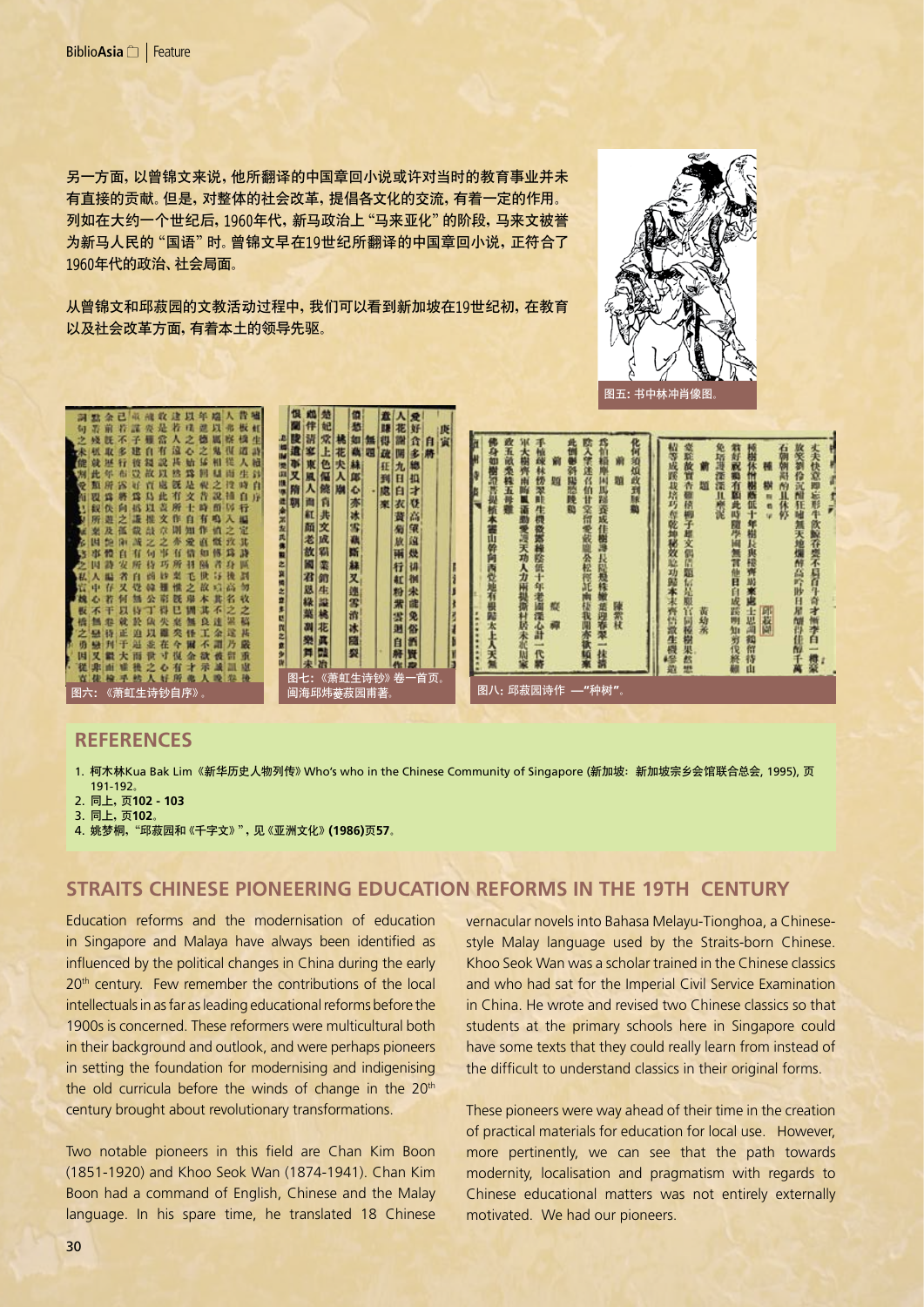另一方面，以曾锦文来说，他所翻译的中国章回小说或许对当时的教育事业并未有直接的贡献。但是，对整体的社会改革，提倡各文化的交流，有着一定的作用。列如在大约一个世纪后，1960年代，新马政治上"马来亚化"的阶段，马来文被誉为新马人民的"国语"时。曾锦文早在19世纪所翻译的中国章回小说，正符合了1960年代的政治、社会局面。

从曾锦文和邱菽园的文教活动过程中，我们可以看到新加坡在19世纪初，在教育以及社会改革方面，有着本土的领导先驱。

图五：书中林冲肖像图。

图六：《萧虹生诗钞自序》。

图七：《萧虹生诗钞》卷一首页。闽海邱炜萲菽园甫著。

图八：邱菽园诗作 —"种树"。

## REFERENCES

1. 柯木林Kua Bak Lim《新华历史人物列传》Who's who in the Chinese Community of Singapore (新加坡：新加坡宗乡会馆联合总会, 1995), 页191-192。
2. 同上，页**102 - 103**
3. 同上，页**102**。
4. 姚梦桐，"邱菽园和《千字文》"，见《亚洲文化》**(1986)**页**57**。

## STRAITS CHINESE PIONEERING EDUCATION REFORMS IN THE 19TH CENTURY

Education reforms and the modernisation of education in Singapore and Malaya have always been identified as influenced by the political changes in China during the early 20th century. Few remember the contributions of the local intellectuals in as far as leading educational reforms before the 1900s is concerned. These reformers were multicultural both in their background and outlook, and were perhaps pioneers in setting the foundation for modernising and indigenising the old curricula before the winds of change in the 20th century brought about revolutionary transformations.

Two notable pioneers in this field are Chan Kim Boon (1851-1920) and Khoo Seok Wan (1874-1941). Chan Kim Boon had a command of English, Chinese and the Malay language. In his spare time, he translated 18 Chinese vernacular novels into Bahasa Melayu-Tionghoa, a Chinese-style Malay language used by the Straits-born Chinese. Khoo Seok Wan was a scholar trained in the Chinese classics and who had sat for the Imperial Civil Service Examination in China. He wrote and revised two Chinese classics so that students at the primary schools here in Singapore could have some texts that they could really learn from instead of the difficult to understand classics in their original forms.

These pioneers were way ahead of their time in the creation of practical materials for education for local use. However, more pertinently, we can see that the path towards modernity, localisation and pragmatism with regards to Chinese educational matters was not entirely externally motivated. We had our pioneers.